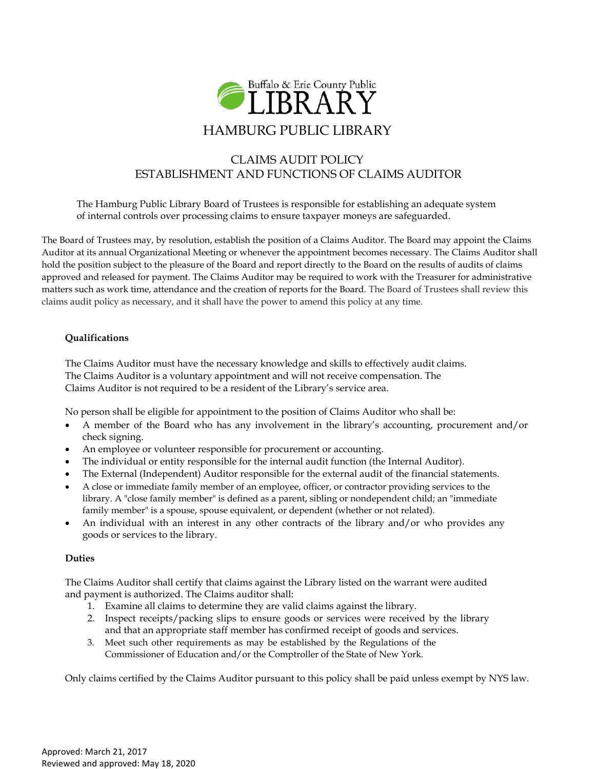Buffalo & Erie County Public LIBRARY

# HAMBURG PUBLIC LIBRARY

## CLAIMS AUDIT POLICY
## ESTABLISHMENT AND FUNCTIONS OF CLAIMS AUDITOR

The Hamburg Public Library Board of Trustees is responsible for establishing an adequate system of internal controls over processing claims to ensure taxpayer moneys are safeguarded.

The Board of Trustees may, by resolution, establish the position of a Claims Auditor. The Board may appoint the Claims Auditor at its annual Organizational Meeting or whenever the appointment becomes necessary. The Claims Auditor shall hold the position subject to the pleasure of the Board and report directly to the Board on the results of audits of claims approved and released for payment. The Claims Auditor may be required to work with the Treasurer for administrative matters such as work time, attendance and the creation of reports for the Board. The Board of Trustees shall review this claims audit policy as necessary, and it shall have the power to amend this policy at any time.

### Qualifications

The Claims Auditor must have the necessary knowledge and skills to effectively audit claims. The Claims Auditor is a voluntary appointment and will not receive compensation. The Claims Auditor is not required to be a resident of the Library's service area.

No person shall be eligible for appointment to the position of Claims Auditor who shall be:

- A member of the Board who has any involvement in the library's accounting, procurement and/or check signing.
- An employee or volunteer responsible for procurement or accounting.
- The individual or entity responsible for the internal audit function (the Internal Auditor).
- The External (Independent) Auditor responsible for the external audit of the financial statements.
- A close or immediate family member of an employee, officer, or contractor providing services to the library. A "close family member" is defined as a parent, sibling or nondependent child; an "immediate family member" is a spouse, spouse equivalent, or dependent (whether or not related).
- An individual with an interest in any other contracts of the library and/or who provides any goods or services to the library.

### Duties

The Claims Auditor shall certify that claims against the Library listed on the warrant were audited and payment is authorized. The Claims auditor shall:

1. Examine all claims to determine they are valid claims against the library.
2. Inspect receipts/packing slips to ensure goods or services were received by the library and that an appropriate staff member has confirmed receipt of goods and services.
3. Meet such other requirements as may be established by the Regulations of the Commissioner of Education and/or the Comptroller of the State of New York.

Only claims certified by the Claims Auditor pursuant to this policy shall be paid unless exempt by NYS law.

Approved: March 21, 2017
Reviewed and approved: May 18, 2020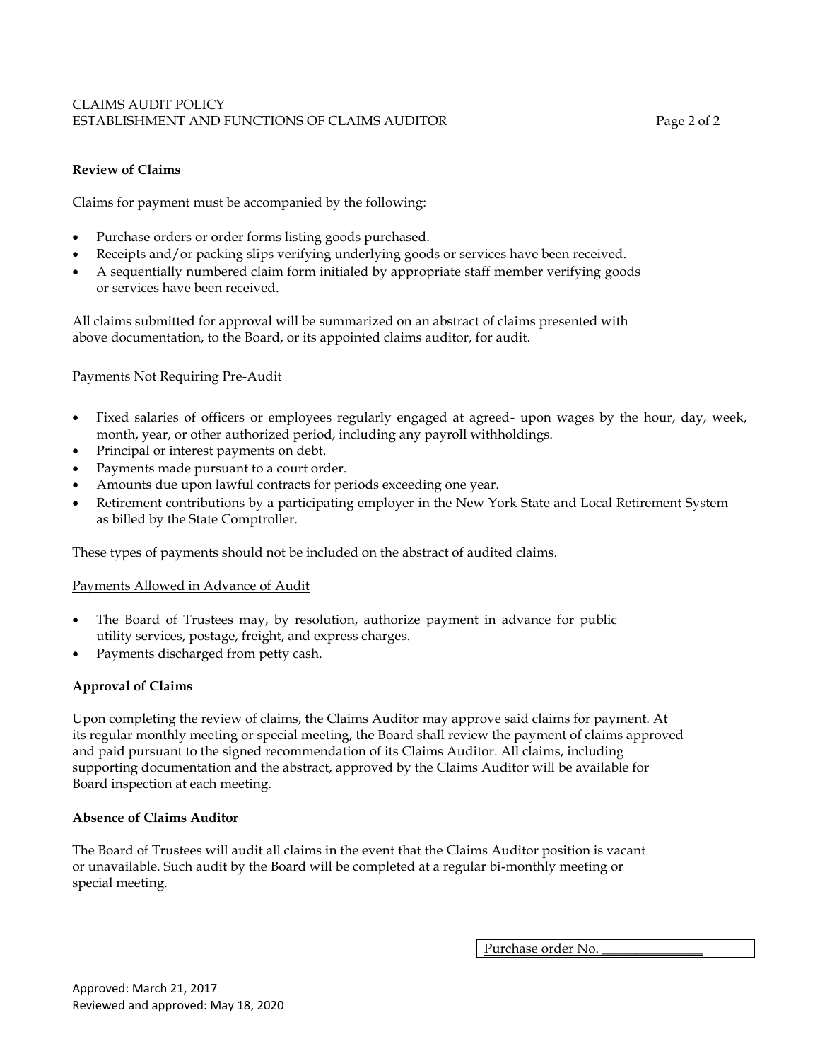## Review of Claims

Claims for payment must be accompanied by the following:

- Purchase orders or order forms listing goods purchased.
- Receipts and/or packing slips verifying underlying goods or services have been received.
- A sequentially numbered claim form initialed by appropriate staff member verifying goods or services have been received.

All claims submitted for approval will be summarized on an abstract of claims presented with above documentation, to the Board, or its appointed claims auditor, for audit.

### Payments Not Requiring Pre-Audit

- Fixed salaries of officers or employees regularly engaged at agreed- upon wages by the hour, day, week, month, year, or other authorized period, including any payroll withholdings.
- Principal or interest payments on debt.
- Payments made pursuant to a court order.
- Amounts due upon lawful contracts for periods exceeding one year.
- Retirement contributions by a participating employer in the New York State and Local Retirement System as billed by the State Comptroller.

These types of payments should not be included on the abstract of audited claims.

### Payments Allowed in Advance of Audit

- The Board of Trustees may, by resolution, authorize payment in advance for public utility services, postage, freight, and express charges.
- Payments discharged from petty cash.

## Approval of Claims

Upon completing the review of claims, the Claims Auditor may approve said claims for payment. At its regular monthly meeting or special meeting, the Board shall review the payment of claims approved and paid pursuant to the signed recommendation of its Claims Auditor. All claims, including supporting documentation and the abstract, approved by the Claims Auditor will be available for Board inspection at each meeting.

## Absence of Claims Auditor

The Board of Trustees will audit all claims in the event that the Claims Auditor position is vacant or unavailable. Such audit by the Board will be completed at a regular bi-monthly meeting or special meeting.

| Purchase order No. _______________ |
|---|

Approved: March 21, 2017
Reviewed and approved: May 18, 2020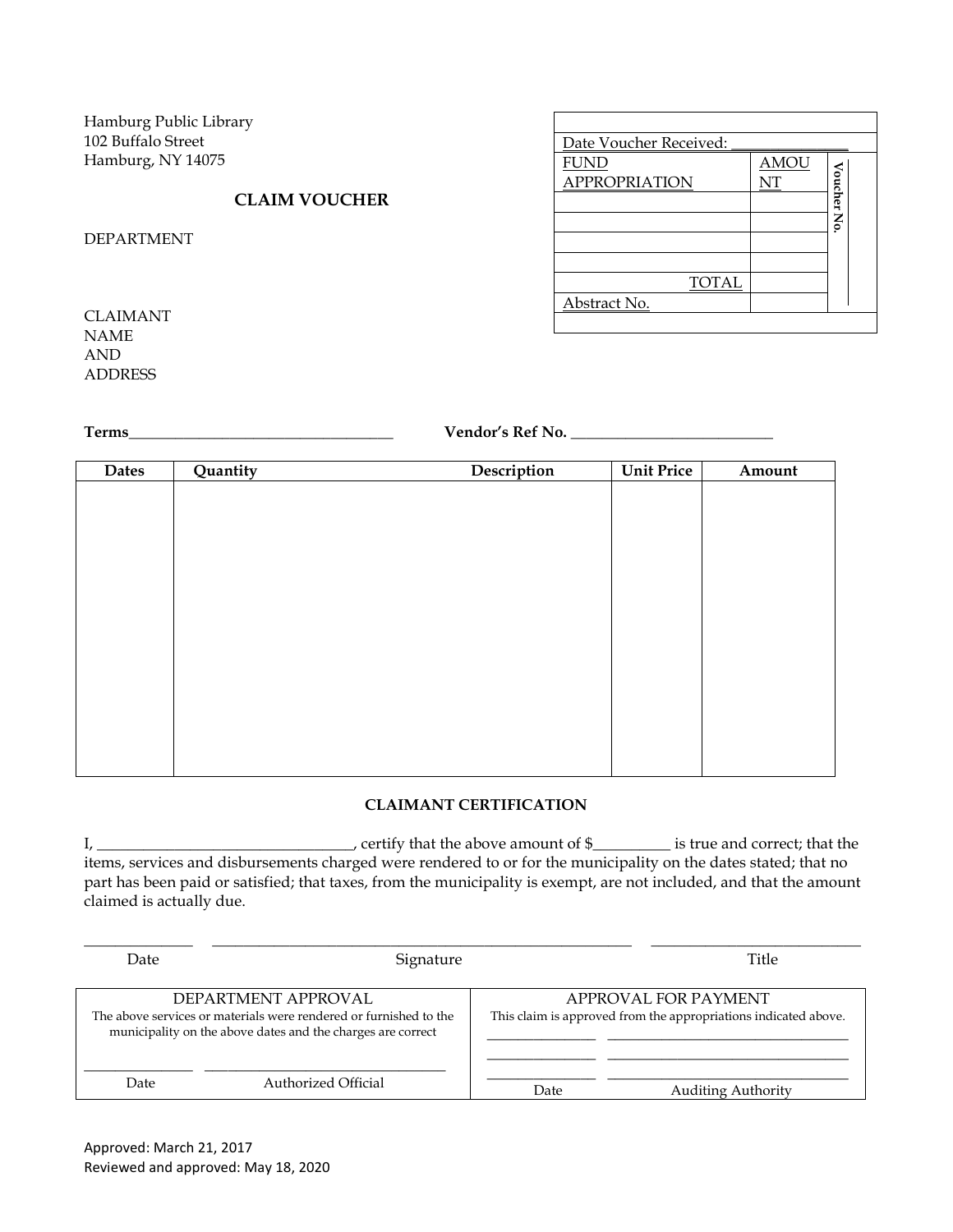Hamburg Public Library
102 Buffalo Street
Hamburg, NY 14075

## CLAIM VOUCHER

| | |
|---|---|
| Date Voucher Received: _______________ | |
| FUND APPROPRIATION | AMOUNT |
| | |
| | |
| | |
| | |
| TOTAL | |
| Abstract No. | |

Voucher No.

DEPARTMENT

CLAIMANT
NAME
AND
ADDRESS

**Terms**___________________________________ **Vendor's Ref No.** __________________________

| Dates | Quantity | Description | Unit Price | Amount |
|---|---|---|---|---|
| | | | | |

### CLAIMANT CERTIFICATION

I, ________________________________, certify that the above amount of $__________ is true and correct; that the items, services and disbursements charged were rendered to or for the municipality on the dates stated; that no part has been paid or satisfied; that taxes, from the municipality is exempt, are not included, and that the amount claimed is actually due.

______________ ________________________________________________________ ____________________________

Date Signature Title

| DEPARTMENT APPROVAL | APPROVAL FOR PAYMENT |
|---|---|
| The above services or materials were rendered or furnished to the municipality on the above dates and the charges are correct | This claim is approved from the appropriations indicated above. |
| _______________ ________________________________ | _______________ ________________________________ |
| | _______________ ________________________________ |
| | _______________ ________________________________ |
| Date Authorized Official | Date Auditing Authority |

Approved: March 21, 2017
Reviewed and approved: May 18, 2020